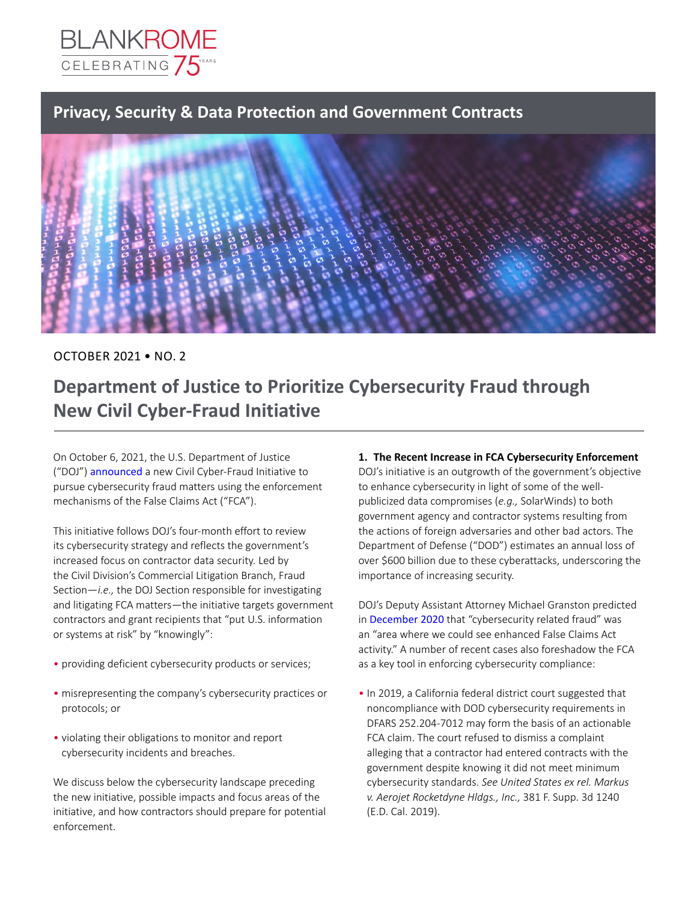BLANKROME CELEBRATING 75 YEARS

## Privacy, Security & Data Protection and Government Contracts

OCTOBER 2021 • NO. 2

# Department of Justice to Prioritize Cybersecurity Fraud through New Civil Cyber-Fraud Initiative

On October 6, 2021, the U.S. Department of Justice ("DOJ") announced a new Civil Cyber-Fraud Initiative to pursue cybersecurity fraud matters using the enforcement mechanisms of the False Claims Act ("FCA").

This initiative follows DOJ's four-month effort to review its cybersecurity strategy and reflects the government's increased focus on contractor data security. Led by the Civil Division's Commercial Litigation Branch, Fraud Section—*i.e.,* the DOJ Section responsible for investigating and litigating FCA matters—the initiative targets government contractors and grant recipients that "put U.S. information or systems at risk" by "knowingly":

- providing deficient cybersecurity products or services;
- misrepresenting the company's cybersecurity practices or protocols; or
- violating their obligations to monitor and report cybersecurity incidents and breaches.

We discuss below the cybersecurity landscape preceding the new initiative, possible impacts and focus areas of the initiative, and how contractors should prepare for potential enforcement.

**1. The Recent Increase in FCA Cybersecurity Enforcement**

DOJ's initiative is an outgrowth of the government's objective to enhance cybersecurity in light of some of the well-publicized data compromises (*e.g.,* SolarWinds) to both government agency and contractor systems resulting from the actions of foreign adversaries and other bad actors. The Department of Defense ("DOD") estimates an annual loss of over $600 billion due to these cyberattacks, underscoring the importance of increasing security.

DOJ's Deputy Assistant Attorney Michael Granston predicted in December 2020 that "cybersecurity related fraud" was an "area where we could see enhanced False Claims Act activity." A number of recent cases also foreshadow the FCA as a key tool in enforcing cybersecurity compliance:

- In 2019, a California federal district court suggested that noncompliance with DOD cybersecurity requirements in DFARS 252.204-7012 may form the basis of an actionable FCA claim. The court refused to dismiss a complaint alleging that a contractor had entered contracts with the government despite knowing it did not meet minimum cybersecurity standards. *See United States ex rel. Markus v. Aerojet Rocketdyne Hldgs., Inc.,* 381 F. Supp. 3d 1240 (E.D. Cal. 2019).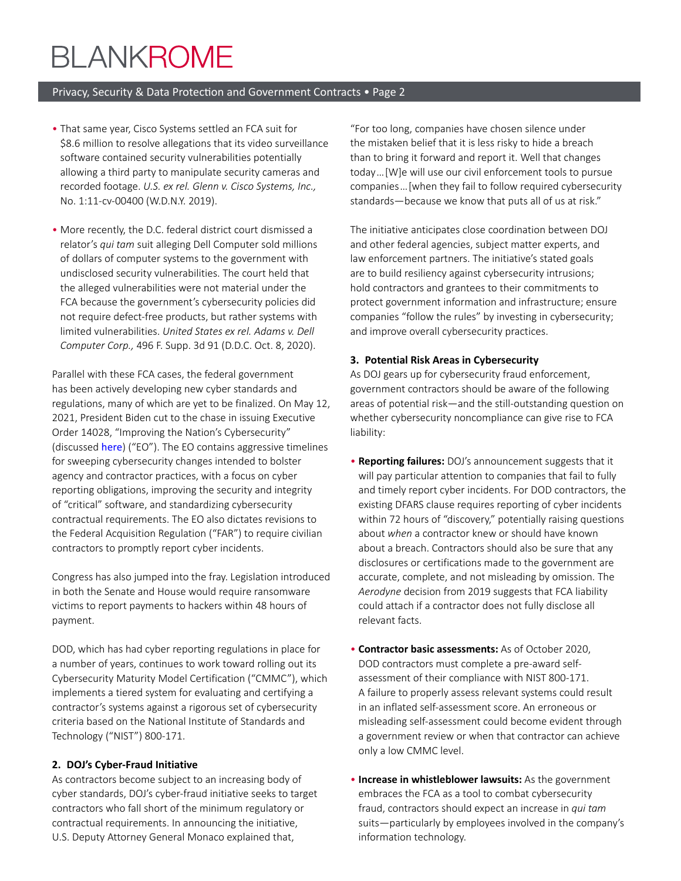- That same year, Cisco Systems settled an FCA suit for $8.6 million to resolve allegations that its video surveillance software contained security vulnerabilities potentially allowing a third party to manipulate security cameras and recorded footage. *U.S. ex rel. Glenn v. Cisco Systems, Inc.,* No. 1:11-cv-00400 (W.D.N.Y. 2019).

- More recently, the D.C. federal district court dismissed a relator's *qui tam* suit alleging Dell Computer sold millions of dollars of computer systems to the government with undisclosed security vulnerabilities. The court held that the alleged vulnerabilities were not material under the FCA because the government's cybersecurity policies did not require defect-free products, but rather systems with limited vulnerabilities. *United States ex rel. Adams v. Dell Computer Corp.,* 496 F. Supp. 3d 91 (D.D.C. Oct. 8, 2020).

Parallel with these FCA cases, the federal government has been actively developing new cyber standards and regulations, many of which are yet to be finalized. On May 12, 2021, President Biden cut to the chase in issuing Executive Order 14028, "Improving the Nation's Cybersecurity" (discussed here) ("EO"). The EO contains aggressive timelines for sweeping cybersecurity changes intended to bolster agency and contractor practices, with a focus on cyber reporting obligations, improving the security and integrity of "critical" software, and standardizing cybersecurity contractual requirements. The EO also dictates revisions to the Federal Acquisition Regulation ("FAR") to require civilian contractors to promptly report cyber incidents.

Congress has also jumped into the fray. Legislation introduced in both the Senate and House would require ransomware victims to report payments to hackers within 48 hours of payment.

DOD, which has had cyber reporting regulations in place for a number of years, continues to work toward rolling out its Cybersecurity Maturity Model Certification ("CMMC"), which implements a tiered system for evaluating and certifying a contractor's systems against a rigorous set of cybersecurity criteria based on the National Institute of Standards and Technology ("NIST") 800-171.

**2. DOJ's Cyber-Fraud Initiative**

As contractors become subject to an increasing body of cyber standards, DOJ's cyber-fraud initiative seeks to target contractors who fall short of the minimum regulatory or contractual requirements. In announcing the initiative, U.S. Deputy Attorney General Monaco explained that,

"For too long, companies have chosen silence under the mistaken belief that it is less risky to hide a breach than to bring it forward and report it. Well that changes today…[W]e will use our civil enforcement tools to pursue companies…[when they fail to follow required cybersecurity standards—because we know that puts all of us at risk."

The initiative anticipates close coordination between DOJ and other federal agencies, subject matter experts, and law enforcement partners. The initiative's stated goals are to build resiliency against cybersecurity intrusions; hold contractors and grantees to their commitments to protect government information and infrastructure; ensure companies "follow the rules" by investing in cybersecurity; and improve overall cybersecurity practices.

**3. Potential Risk Areas in Cybersecurity**

As DOJ gears up for cybersecurity fraud enforcement, government contractors should be aware of the following areas of potential risk—and the still-outstanding question on whether cybersecurity noncompliance can give rise to FCA liability:

- **Reporting failures:** DOJ's announcement suggests that it will pay particular attention to companies that fail to fully and timely report cyber incidents. For DOD contractors, the existing DFARS clause requires reporting of cyber incidents within 72 hours of "discovery," potentially raising questions about *when* a contractor knew or should have known about a breach. Contractors should also be sure that any disclosures or certifications made to the government are accurate, complete, and not misleading by omission. The *Aerodyne* decision from 2019 suggests that FCA liability could attach if a contractor does not fully disclose all relevant facts.

- **Contractor basic assessments:** As of October 2020, DOD contractors must complete a pre-award self-assessment of their compliance with NIST 800-171. A failure to properly assess relevant systems could result in an inflated self-assessment score. An erroneous or misleading self-assessment could become evident through a government review or when that contractor can achieve only a low CMMC level.

- **Increase in whistleblower lawsuits:** As the government embraces the FCA as a tool to combat cybersecurity fraud, contractors should expect an increase in *qui tam* suits—particularly by employees involved in the company's information technology.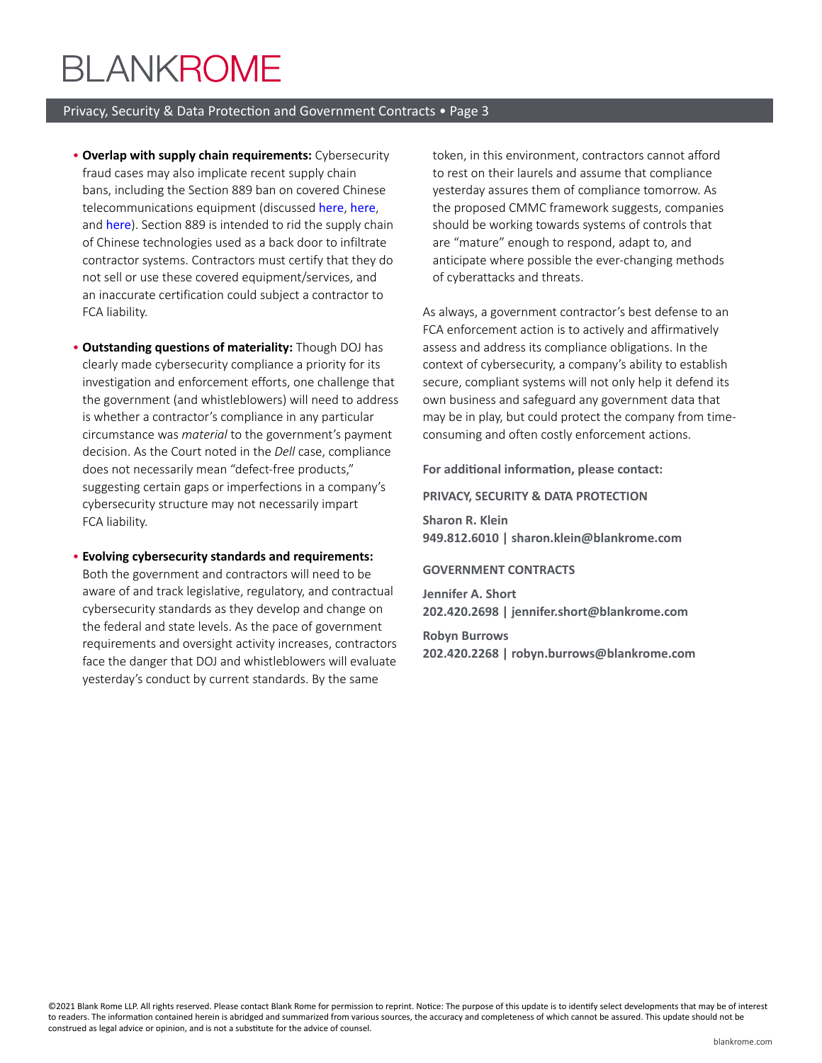- **Overlap with supply chain requirements:** Cybersecurity fraud cases may also implicate recent supply chain bans, including the Section 889 ban on covered Chinese telecommunications equipment (discussed here, here, and here). Section 889 is intended to rid the supply chain of Chinese technologies used as a back door to infiltrate contractor systems. Contractors must certify that they do not sell or use these covered equipment/services, and an inaccurate certification could subject a contractor to FCA liability.

- **Outstanding questions of materiality:** Though DOJ has clearly made cybersecurity compliance a priority for its investigation and enforcement efforts, one challenge that the government (and whistleblowers) will need to address is whether a contractor's compliance in any particular circumstance was *material* to the government's payment decision. As the Court noted in the *Dell* case, compliance does not necessarily mean "defect-free products," suggesting certain gaps or imperfections in a company's cybersecurity structure may not necessarily impart FCA liability.

- **Evolving cybersecurity standards and requirements:** Both the government and contractors will need to be aware of and track legislative, regulatory, and contractual cybersecurity standards as they develop and change on the federal and state levels. As the pace of government requirements and oversight activity increases, contractors face the danger that DOJ and whistleblowers will evaluate yesterday's conduct by current standards. By the same token, in this environment, contractors cannot afford to rest on their laurels and assume that compliance yesterday assures them of compliance tomorrow. As the proposed CMMC framework suggests, companies should be working towards systems of controls that are "mature" enough to respond, adapt to, and anticipate where possible the ever-changing methods of cyberattacks and threats.

As always, a government contractor's best defense to an FCA enforcement action is to actively and affirmatively assess and address its compliance obligations. In the context of cybersecurity, a company's ability to establish secure, compliant systems will not only help it defend its own business and safeguard any government data that may be in play, but could protect the company from time-consuming and often costly enforcement actions.

**For additional information, please contact:**

**PRIVACY, SECURITY & DATA PROTECTION**

**Sharon R. Klein**
**949.812.6010 | sharon.klein@blankrome.com**

**GOVERNMENT CONTRACTS**

**Jennifer A. Short**
**202.420.2698 | jennifer.short@blankrome.com**

**Robyn Burrows**
**202.420.2268 | robyn.burrows@blankrome.com**

©2021 Blank Rome LLP. All rights reserved. Please contact Blank Rome for permission to reprint. Notice: The purpose of this update is to identify select developments that may be of interest to readers. The information contained herein is abridged and summarized from various sources, the accuracy and completeness of which cannot be assured. This update should not be construed as legal advice or opinion, and is not a substitute for the advice of counsel.